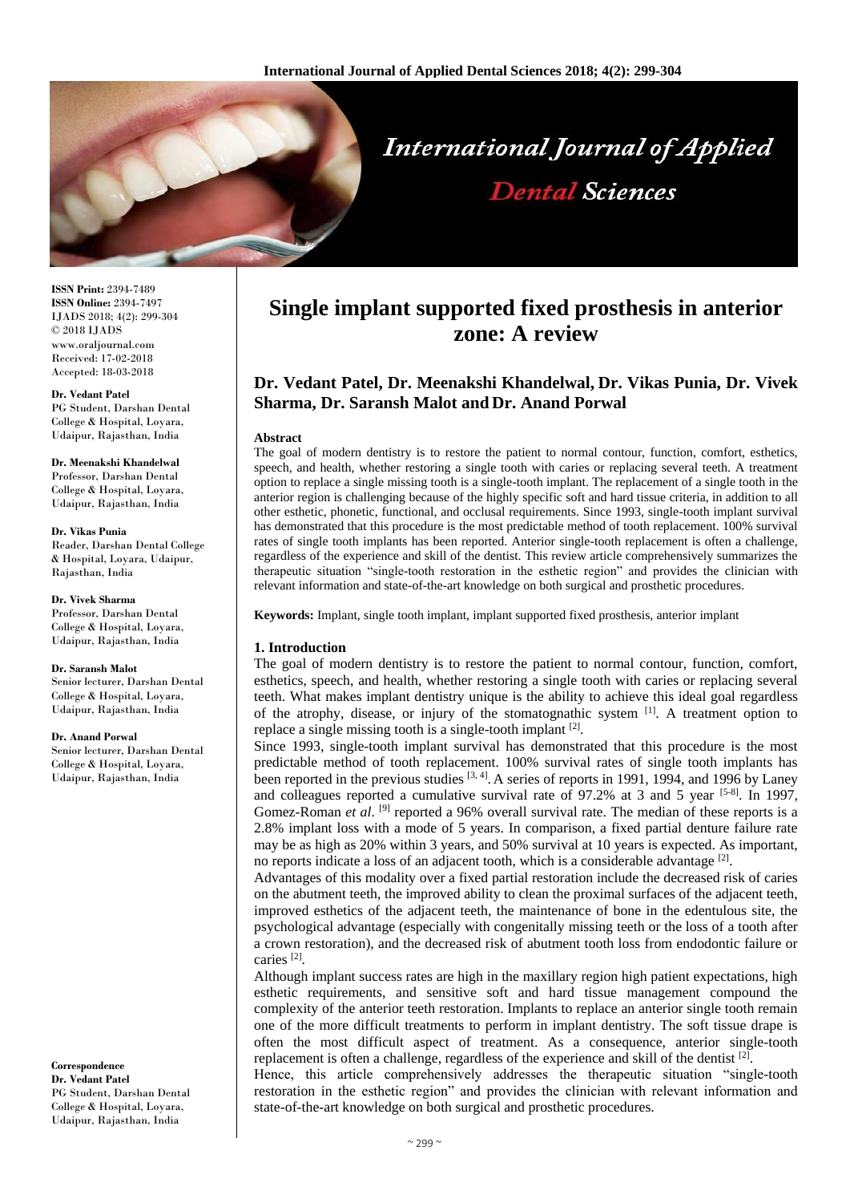# Single implant supported fixed prosthesis in anterior zone: A review

**Dr. Vedant Patel, Dr. Meenakshi Khandelwal, Dr. Vikas Punia, Dr. Vivek Sharma, Dr. Saransh Malot and Dr. Anand Porwal**

**ISSN Print:** 2394-7489
**ISSN Online:** 2394-7497
IJADS 2018; 4(2): 299-304
© 2018 IJADS
www.oraljournal.com
Received: 17-02-2018
Accepted: 18-03-2018

**Dr. Vedant Patel**
PG Student, Darshan Dental College & Hospital, Loyara, Udaipur, Rajasthan, India

**Dr. Meenakshi Khandelwal**
Professor, Darshan Dental College & Hospital, Loyara, Udaipur, Rajasthan, India

**Dr. Vikas Punia**
Reader, Darshan Dental College & Hospital, Loyara, Udaipur, Rajasthan, India

**Dr. Vivek Sharma**
Professor, Darshan Dental College & Hospital, Loyara, Udaipur, Rajasthan, India

**Dr. Saransh Malot**
Senior lecturer, Darshan Dental College & Hospital, Loyara, Udaipur, Rajasthan, India

**Dr. Anand Porwal**
Senior lecturer, Darshan Dental College & Hospital, Loyara, Udaipur, Rajasthan, India

**Correspondence**
**Dr. Vedant Patel**
PG Student, Darshan Dental College & Hospital, Loyara, Udaipur, Rajasthan, India

**Abstract**

The goal of modern dentistry is to restore the patient to normal contour, function, comfort, esthetics, speech, and health, whether restoring a single tooth with caries or replacing several teeth. A treatment option to replace a single missing tooth is a single-tooth implant. The replacement of a single tooth in the anterior region is challenging because of the highly specific soft and hard tissue criteria, in addition to all other esthetic, phonetic, functional, and occlusal requirements. Since 1993, single-tooth implant survival has demonstrated that this procedure is the most predictable method of tooth replacement. 100% survival rates of single tooth implants has been reported. Anterior single-tooth replacement is often a challenge, regardless of the experience and skill of the dentist. This review article comprehensively summarizes the therapeutic situation "single-tooth restoration in the esthetic region" and provides the clinician with relevant information and state-of-the-art knowledge on both surgical and prosthetic procedures.

**Keywords:** Implant, single tooth implant, implant supported fixed prosthesis, anterior implant

## 1. Introduction

The goal of modern dentistry is to restore the patient to normal contour, function, comfort, esthetics, speech, and health, whether restoring a single tooth with caries or replacing several teeth. What makes implant dentistry unique is the ability to achieve this ideal goal regardless of the atrophy, disease, or injury of the stomatognathic system [1]. A treatment option to replace a single missing tooth is a single-tooth implant [2].

Since 1993, single-tooth implant survival has demonstrated that this procedure is the most predictable method of tooth replacement. 100% survival rates of single tooth implants has been reported in the previous studies [3, 4]. A series of reports in 1991, 1994, and 1996 by Laney and colleagues reported a cumulative survival rate of 97.2% at 3 and 5 year [5-8]. In 1997, Gomez-Roman *et al*. [9] reported a 96% overall survival rate. The median of these reports is a 2.8% implant loss with a mode of 5 years. In comparison, a fixed partial denture failure rate may be as high as 20% within 3 years, and 50% survival at 10 years is expected. As important, no reports indicate a loss of an adjacent tooth, which is a considerable advantage [2].

Advantages of this modality over a fixed partial restoration include the decreased risk of caries on the abutment teeth, the improved ability to clean the proximal surfaces of the adjacent teeth, improved esthetics of the adjacent teeth, the maintenance of bone in the edentulous site, the psychological advantage (especially with congenitally missing teeth or the loss of a tooth after a crown restoration), and the decreased risk of abutment tooth loss from endodontic failure or caries [2].

Although implant success rates are high in the maxillary region high patient expectations, high esthetic requirements, and sensitive soft and hard tissue management compound the complexity of the anterior teeth restoration. Implants to replace an anterior single tooth remain one of the more difficult treatments to perform in implant dentistry. The soft tissue drape is often the most difficult aspect of treatment. As a consequence, anterior single-tooth replacement is often a challenge, regardless of the experience and skill of the dentist [2].

Hence, this article comprehensively addresses the therapeutic situation "single-tooth restoration in the esthetic region" and provides the clinician with relevant information and state-of-the-art knowledge on both surgical and prosthetic procedures.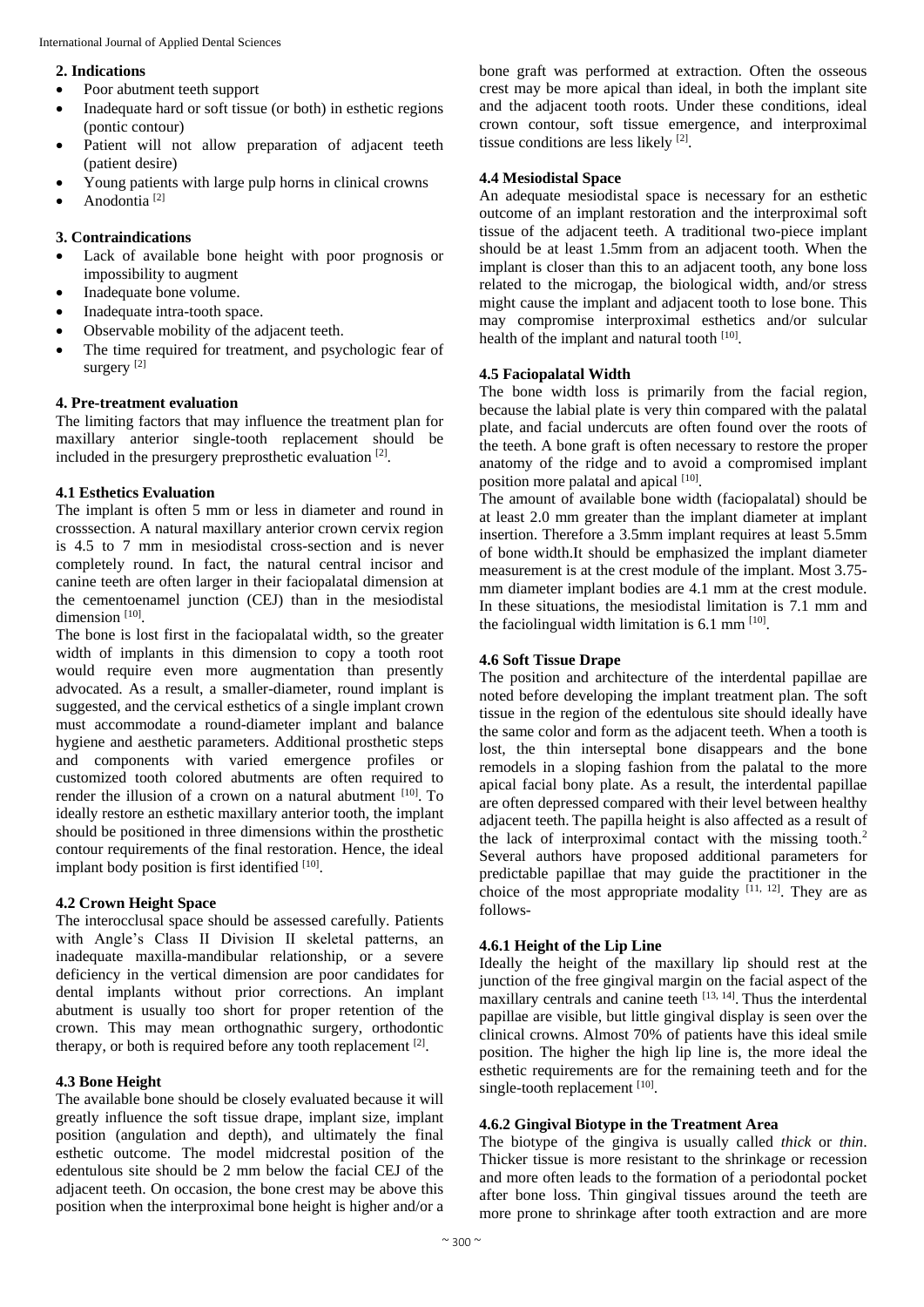## 2. Indications

- Poor abutment teeth support
- Inadequate hard or soft tissue (or both) in esthetic regions (pontic contour)
- Patient will not allow preparation of adjacent teeth (patient desire)
- Young patients with large pulp horns in clinical crowns
- Anodontia [2]

## 3. Contraindications

- Lack of available bone height with poor prognosis or impossibility to augment
- Inadequate bone volume.
- Inadequate intra-tooth space.
- Observable mobility of the adjacent teeth.
- The time required for treatment, and psychologic fear of surgery [2]

## 4. Pre-treatment evaluation

The limiting factors that may influence the treatment plan for maxillary anterior single-tooth replacement should be included in the presurgery preprosthetic evaluation [2].

### 4.1 Esthetics Evaluation

The implant is often 5 mm or less in diameter and round in crosssection. A natural maxillary anterior crown cervix region is 4.5 to 7 mm in mesiodistal cross-section and is never completely round. In fact, the natural central incisor and canine teeth are often larger in their faciopalatal dimension at the cementoenamel junction (CEJ) than in the mesiodistal dimension [10].

The bone is lost first in the faciopalatal width, so the greater width of implants in this dimension to copy a tooth root would require even more augmentation than presently advocated. As a result, a smaller-diameter, round implant is suggested, and the cervical esthetics of a single implant crown must accommodate a round-diameter implant and balance hygiene and aesthetic parameters. Additional prosthetic steps and components with varied emergence profiles or customized tooth colored abutments are often required to render the illusion of a crown on a natural abutment [10]. To ideally restore an esthetic maxillary anterior tooth, the implant should be positioned in three dimensions within the prosthetic contour requirements of the final restoration. Hence, the ideal implant body position is first identified [10].

### 4.2 Crown Height Space

The interocclusal space should be assessed carefully. Patients with Angle's Class II Division II skeletal patterns, an inadequate maxilla-mandibular relationship, or a severe deficiency in the vertical dimension are poor candidates for dental implants without prior corrections. An implant abutment is usually too short for proper retention of the crown. This may mean orthognathic surgery, orthodontic therapy, or both is required before any tooth replacement [2].

### 4.3 Bone Height

The available bone should be closely evaluated because it will greatly influence the soft tissue drape, implant size, implant position (angulation and depth), and ultimately the final esthetic outcome. The model midcrestal position of the edentulous site should be 2 mm below the facial CEJ of the adjacent teeth. On occasion, the bone crest may be above this position when the interproximal bone height is higher and/or a bone graft was performed at extraction. Often the osseous crest may be more apical than ideal, in both the implant site and the adjacent tooth roots. Under these conditions, ideal crown contour, soft tissue emergence, and interproximal tissue conditions are less likely [2].

### 4.4 Mesiodistal Space

An adequate mesiodistal space is necessary for an esthetic outcome of an implant restoration and the interproximal soft tissue of the adjacent teeth. A traditional two-piece implant should be at least 1.5mm from an adjacent tooth. When the implant is closer than this to an adjacent tooth, any bone loss related to the microgap, the biological width, and/or stress might cause the implant and adjacent tooth to lose bone. This may compromise interproximal esthetics and/or sulcular health of the implant and natural tooth [10].

### 4.5 Faciopalatal Width

The bone width loss is primarily from the facial region, because the labial plate is very thin compared with the palatal plate, and facial undercuts are often found over the roots of the teeth. A bone graft is often necessary to restore the proper anatomy of the ridge and to avoid a compromised implant position more palatal and apical [10].

The amount of available bone width (faciopalatal) should be at least 2.0 mm greater than the implant diameter at implant insertion. Therefore a 3.5mm implant requires at least 5.5mm of bone width.It should be emphasized the implant diameter measurement is at the crest module of the implant. Most 3.75-mm diameter implant bodies are 4.1 mm at the crest module. In these situations, the mesiodistal limitation is 7.1 mm and the faciolingual width limitation is 6.1 mm [10].

### 4.6 Soft Tissue Drape

The position and architecture of the interdental papillae are noted before developing the implant treatment plan. The soft tissue in the region of the edentulous site should ideally have the same color and form as the adjacent teeth. When a tooth is lost, the thin interseptal bone disappears and the bone remodels in a sloping fashion from the palatal to the more apical facial bony plate. As a result, the interdental papillae are often depressed compared with their level between healthy adjacent teeth. The papilla height is also affected as a result of the lack of interproximal contact with the missing tooth.[2] Several authors have proposed additional parameters for predictable papillae that may guide the practitioner in the choice of the most appropriate modality [11, 12]. They are as follows-

#### 4.6.1 Height of the Lip Line

Ideally the height of the maxillary lip should rest at the junction of the free gingival margin on the facial aspect of the maxillary centrals and canine teeth [13, 14]. Thus the interdental papillae are visible, but little gingival display is seen over the clinical crowns. Almost 70% of patients have this ideal smile position. The higher the high lip line is, the more ideal the esthetic requirements are for the remaining teeth and for the single-tooth replacement [10].

#### 4.6.2 Gingival Biotype in the Treatment Area

The biotype of the gingiva is usually called *thick* or *thin*. Thicker tissue is more resistant to the shrinkage or recession and more often leads to the formation of a periodontal pocket after bone loss. Thin gingival tissues around the teeth are more prone to shrinkage after tooth extraction and are more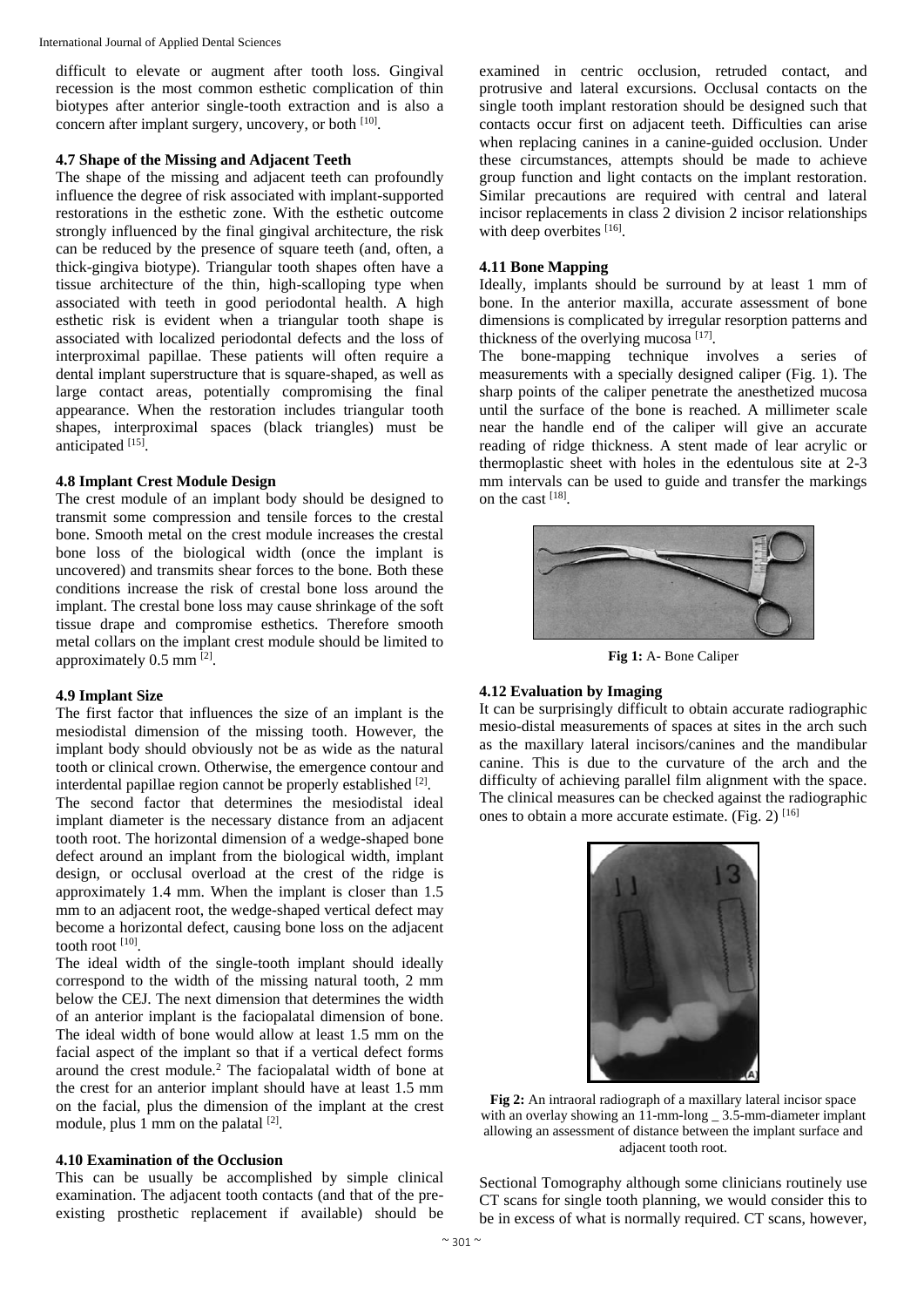difficult to elevate or augment after tooth loss. Gingival recession is the most common esthetic complication of thin biotypes after anterior single-tooth extraction and is also a concern after implant surgery, uncovery, or both [10].

### 4.7 Shape of the Missing and Adjacent Teeth

The shape of the missing and adjacent teeth can profoundly influence the degree of risk associated with implant-supported restorations in the esthetic zone. With the esthetic outcome strongly influenced by the final gingival architecture, the risk can be reduced by the presence of square teeth (and, often, a thick-gingiva biotype). Triangular tooth shapes often have a tissue architecture of the thin, high-scalloping type when associated with teeth in good periodontal health. A high esthetic risk is evident when a triangular tooth shape is associated with localized periodontal defects and the loss of interproximal papillae. These patients will often require a dental implant superstructure that is square-shaped, as well as large contact areas, potentially compromising the final appearance. When the restoration includes triangular tooth shapes, interproximal spaces (black triangles) must be anticipated [15].

### 4.8 Implant Crest Module Design

The crest module of an implant body should be designed to transmit some compression and tensile forces to the crestal bone. Smooth metal on the crest module increases the crestal bone loss of the biological width (once the implant is uncovered) and transmits shear forces to the bone. Both these conditions increase the risk of crestal bone loss around the implant. The crestal bone loss may cause shrinkage of the soft tissue drape and compromise esthetics. Therefore smooth metal collars on the implant crest module should be limited to approximately 0.5 mm [2].

### 4.9 Implant Size

The first factor that influences the size of an implant is the mesiodistal dimension of the missing tooth. However, the implant body should obviously not be as wide as the natural tooth or clinical crown. Otherwise, the emergence contour and interdental papillae region cannot be properly established [2].

The second factor that determines the mesiodistal ideal implant diameter is the necessary distance from an adjacent tooth root. The horizontal dimension of a wedge-shaped bone defect around an implant from the biological width, implant design, or occlusal overload at the crest of the ridge is approximately 1.4 mm. When the implant is closer than 1.5 mm to an adjacent root, the wedge-shaped vertical defect may become a horizontal defect, causing bone loss on the adjacent tooth root [10].

The ideal width of the single-tooth implant should ideally correspond to the width of the missing natural tooth, 2 mm below the CEJ. The next dimension that determines the width of an anterior implant is the faciopalatal dimension of bone. The ideal width of bone would allow at least 1.5 mm on the facial aspect of the implant so that if a vertical defect forms around the crest module.[2] The faciopalatal width of bone at the crest for an anterior implant should have at least 1.5 mm on the facial, plus the dimension of the implant at the crest module, plus 1 mm on the palatal [2].

### 4.10 Examination of the Occlusion

This can be usually be accomplished by simple clinical examination. The adjacent tooth contacts (and that of the pre-existing prosthetic replacement if available) should be examined in centric occlusion, retruded contact, and protrusive and lateral excursions. Occlusal contacts on the single tooth implant restoration should be designed such that contacts occur first on adjacent teeth. Difficulties can arise when replacing canines in a canine-guided occlusion. Under these circumstances, attempts should be made to achieve group function and light contacts on the implant restoration. Similar precautions are required with central and lateral incisor replacements in class 2 division 2 incisor relationships with deep overbites [16].

### 4.11 Bone Mapping

Ideally, implants should be surround by at least 1 mm of bone. In the anterior maxilla, accurate assessment of bone dimensions is complicated by irregular resorption patterns and thickness of the overlying mucosa [17].

The bone-mapping technique involves a series of measurements with a specially designed caliper (Fig. 1). The sharp points of the caliper penetrate the anesthetized mucosa until the surface of the bone is reached. A millimeter scale near the handle end of the caliper will give an accurate reading of ridge thickness. A stent made of lear acrylic or thermoplastic sheet with holes in the edentulous site at 2-3 mm intervals can be used to guide and transfer the markings on the cast [18].

**Fig 1:** A- Bone Caliper

### 4.12 Evaluation by Imaging

It can be surprisingly difficult to obtain accurate radiographic mesio-distal measurements of spaces at sites in the arch such as the maxillary lateral incisors/canines and the mandibular canine. This is due to the curvature of the arch and the difficulty of achieving parallel film alignment with the space. The clinical measures can be checked against the radiographic ones to obtain a more accurate estimate. (Fig. 2) [16]

**Fig 2:** An intraoral radiograph of a maxillary lateral incisor space with an overlay showing an 11-mm-long _ 3.5-mm-diameter implant allowing an assessment of distance between the implant surface and adjacent tooth root.

Sectional Tomography although some clinicians routinely use CT scans for single tooth planning, we would consider this to be in excess of what is normally required. CT scans, however,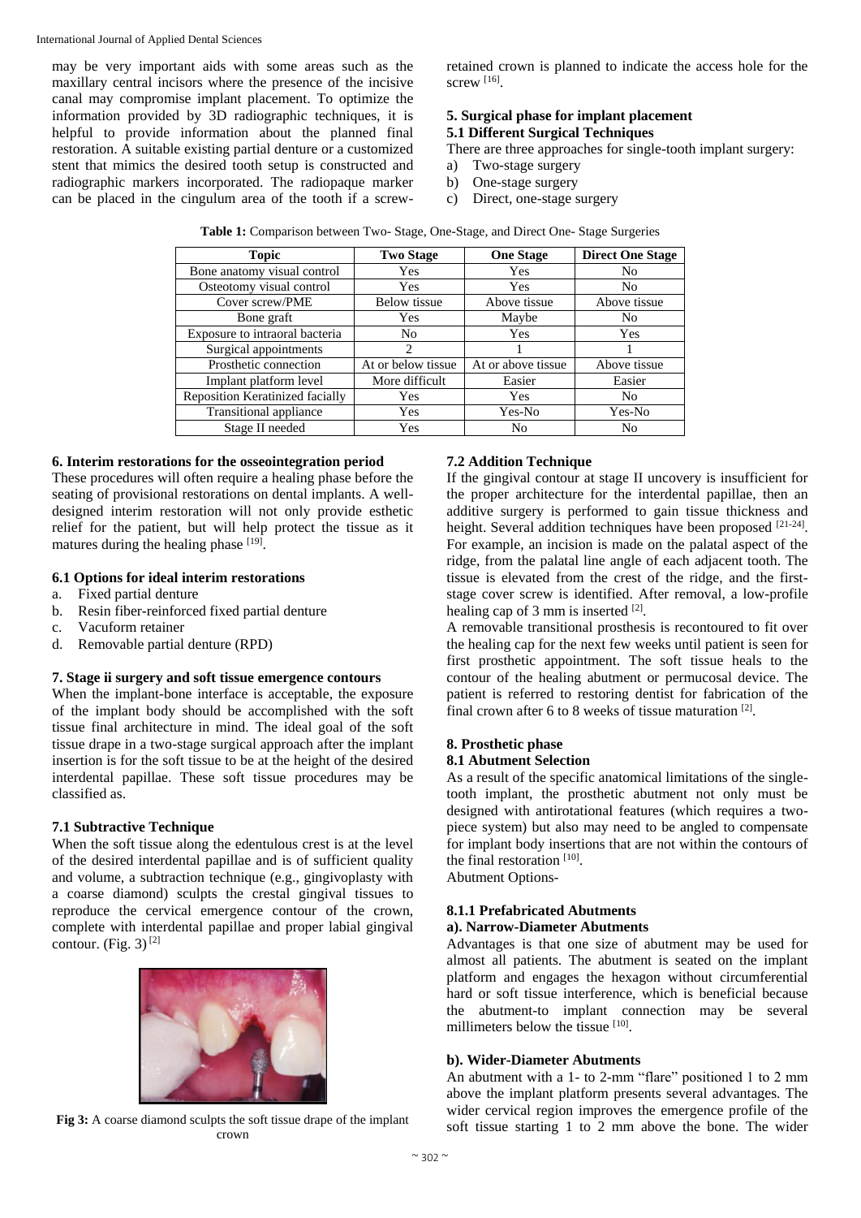may be very important aids with some areas such as the maxillary central incisors where the presence of the incisive canal may compromise implant placement. To optimize the information provided by 3D radiographic techniques, it is helpful to provide information about the planned final restoration. A suitable existing partial denture or a customized stent that mimics the desired tooth setup is constructed and radiographic markers incorporated. The radiopaque marker can be placed in the cingulum area of the tooth if a screw-retained crown is planned to indicate the access hole for the screw [16].

## 5. Surgical phase for implant placement

### 5.1 Different Surgical Techniques

There are three approaches for single-tooth implant surgery:

a) Two-stage surgery
b) One-stage surgery
c) Direct, one-stage surgery

**Table 1:** Comparison between Two- Stage, One-Stage, and Direct One- Stage Surgeries

| Topic | Two Stage | One Stage | Direct One Stage |
|---|---|---|---|
| Bone anatomy visual control | Yes | Yes | No |
| Osteotomy visual control | Yes | Yes | No |
| Cover screw/PME | Below tissue | Above tissue | Above tissue |
| Bone graft | Yes | Maybe | No |
| Exposure to intraoral bacteria | No | Yes | Yes |
| Surgical appointments | 2 | 1 | 1 |
| Prosthetic connection | At or below tissue | At or above tissue | Above tissue |
| Implant platform level | More difficult | Easier | Easier |
| Reposition Keratinized facially | Yes | Yes | No |
| Transitional appliance | Yes | Yes-No | Yes-No |
| Stage II needed | Yes | No | No |

## 6. Interim restorations for the osseointegration period

These procedures will often require a healing phase before the seating of provisional restorations on dental implants. A well-designed interim restoration will not only provide esthetic relief for the patient, but will help protect the tissue as it matures during the healing phase [19].

### 6.1 Options for ideal interim restorations

a. Fixed partial denture
b. Resin fiber-reinforced fixed partial denture
c. Vacuform retainer
d. Removable partial denture (RPD)

## 7. Stage ii surgery and soft tissue emergence contours

When the implant-bone interface is acceptable, the exposure of the implant body should be accomplished with the soft tissue final architecture in mind. The ideal goal of the soft tissue drape in a two-stage surgical approach after the implant insertion is for the soft tissue to be at the height of the desired interdental papillae. These soft tissue procedures may be classified as.

### 7.1 Subtractive Technique

When the soft tissue along the edentulous crest is at the level of the desired interdental papillae and is of sufficient quality and volume, a subtraction technique (e.g., gingivoplasty with a coarse diamond) sculpts the crestal gingival tissues to reproduce the cervical emergence contour of the crown, complete with interdental papillae and proper labial gingival contour. (Fig. 3) [2]

**Fig 3:** A coarse diamond sculpts the soft tissue drape of the implant crown

### 7.2 Addition Technique

If the gingival contour at stage II uncovery is insufficient for the proper architecture for the interdental papillae, then an additive surgery is performed to gain tissue thickness and height. Several addition techniques have been proposed [21-24]. For example, an incision is made on the palatal aspect of the ridge, from the palatal line angle of each adjacent tooth. The tissue is elevated from the crest of the ridge, and the first-stage cover screw is identified. After removal, a low-profile healing cap of 3 mm is inserted [2].

A removable transitional prosthesis is recontoured to fit over the healing cap for the next few weeks until patient is seen for first prosthetic appointment. The soft tissue heals to the contour of the healing abutment or permucosal device. The patient is referred to restoring dentist for fabrication of the final crown after 6 to 8 weeks of tissue maturation [2].

## 8. Prosthetic phase

### 8.1 Abutment Selection

As a result of the specific anatomical limitations of the single-tooth implant, the prosthetic abutment not only must be designed with antirotational features (which requires a two-piece system) but also may need to be angled to compensate for implant body insertions that are not within the contours of the final restoration [10].

Abutment Options-

#### 8.1.1 Prefabricated Abutments

**a). Narrow-Diameter Abutments**

Advantages is that one size of abutment may be used for almost all patients. The abutment is seated on the implant platform and engages the hexagon without circumferential hard or soft tissue interference, which is beneficial because the abutment-to implant connection may be several millimeters below the tissue [10].

**b). Wider-Diameter Abutments**

An abutment with a 1- to 2-mm "flare" positioned 1 to 2 mm above the implant platform presents several advantages. The wider cervical region improves the emergence profile of the soft tissue starting 1 to 2 mm above the bone. The wider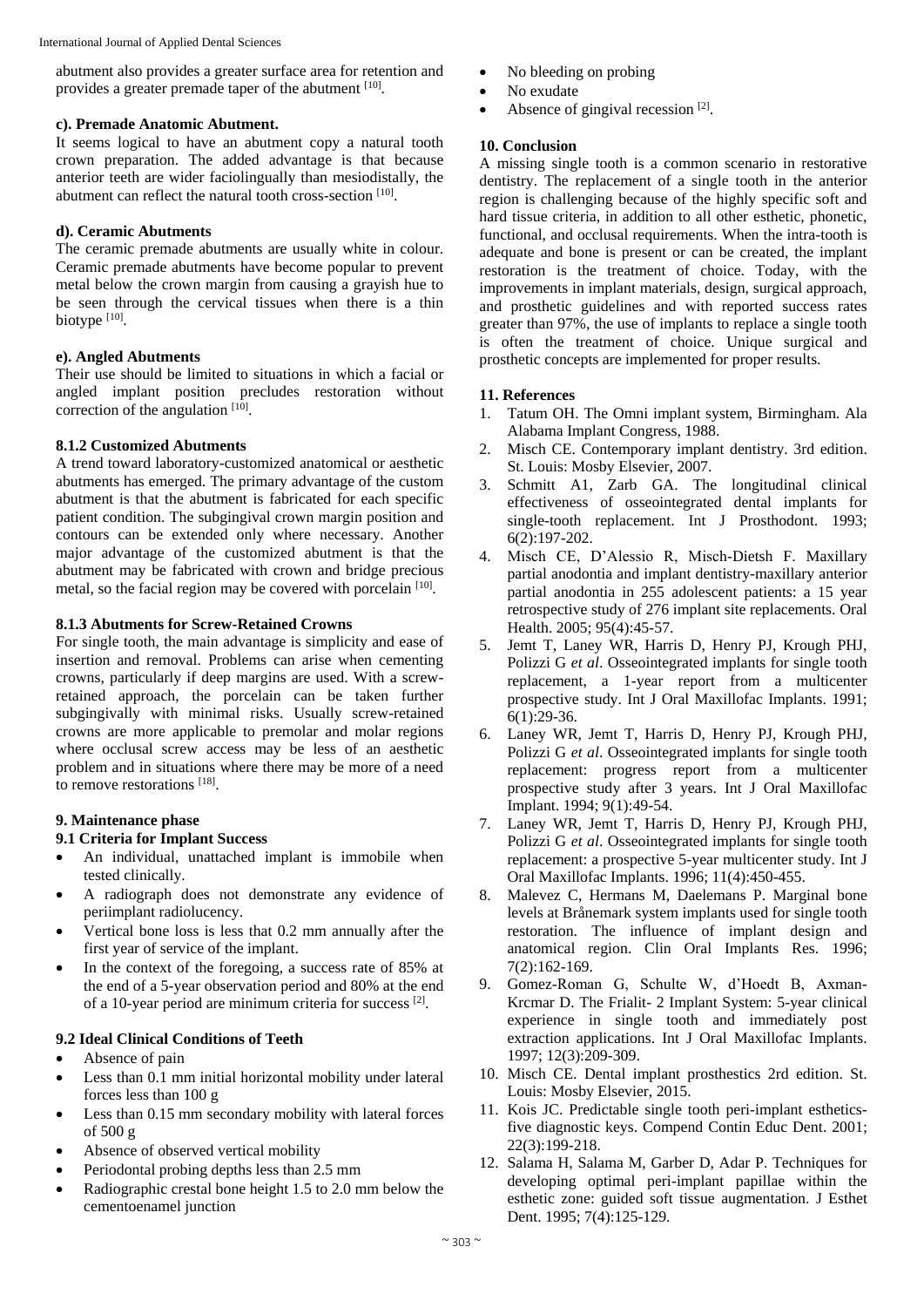abutment also provides a greater surface area for retention and provides a greater premade taper of the abutment [10].

#### c). Premade Anatomic Abutment.

It seems logical to have an abutment copy a natural tooth crown preparation. The added advantage is that because anterior teeth are wider faciolingually than mesiodistally, the abutment can reflect the natural tooth cross-section [10].

#### d). Ceramic Abutments

The ceramic premade abutments are usually white in colour. Ceramic premade abutments have become popular to prevent metal below the crown margin from causing a grayish hue to be seen through the cervical tissues when there is a thin biotype [10].

#### e). Angled Abutments

Their use should be limited to situations in which a facial or angled implant position precludes restoration without correction of the angulation [10].

### 8.1.2 Customized Abutments

A trend toward laboratory-customized anatomical or aesthetic abutments has emerged. The primary advantage of the custom abutment is that the abutment is fabricated for each specific patient condition. The subgingival crown margin position and contours can be extended only where necessary. Another major advantage of the customized abutment is that the abutment may be fabricated with crown and bridge precious metal, so the facial region may be covered with porcelain [10].

### 8.1.3 Abutments for Screw-Retained Crowns

For single tooth, the main advantage is simplicity and ease of insertion and removal. Problems can arise when cementing crowns, particularly if deep margins are used. With a screw-retained approach, the porcelain can be taken further subgingivally with minimal risks. Usually screw-retained crowns are more applicable to premolar and molar regions where occlusal screw access may be less of an aesthetic problem and in situations where there may be more of a need to remove restorations [18].

## 9. Maintenance phase

### 9.1 Criteria for Implant Success

- An individual, unattached implant is immobile when tested clinically.
- A radiograph does not demonstrate any evidence of periimplant radiolucency.
- Vertical bone loss is less that 0.2 mm annually after the first year of service of the implant.
- In the context of the foregoing, a success rate of 85% at the end of a 5-year observation period and 80% at the end of a 10-year period are minimum criteria for success [2].

### 9.2 Ideal Clinical Conditions of Teeth

- Absence of pain
- Less than 0.1 mm initial horizontal mobility under lateral forces less than 100 g
- Less than 0.15 mm secondary mobility with lateral forces of 500 g
- Absence of observed vertical mobility
- Periodontal probing depths less than 2.5 mm
- Radiographic crestal bone height 1.5 to 2.0 mm below the cementoenamel junction
- No bleeding on probing
- No exudate
- Absence of gingival recession [2].

## 10. Conclusion

A missing single tooth is a common scenario in restorative dentistry. The replacement of a single tooth in the anterior region is challenging because of the highly specific soft and hard tissue criteria, in addition to all other esthetic, phonetic, functional, and occlusal requirements. When the intra-tooth is adequate and bone is present or can be created, the implant restoration is the treatment of choice. Today, with the improvements in implant materials, design, surgical approach, and prosthetic guidelines and with reported success rates greater than 97%, the use of implants to replace a single tooth is often the treatment of choice. Unique surgical and prosthetic concepts are implemented for proper results.

## 11. References

1. Tatum OH. The Omni implant system, Birmingham. Ala Alabama Implant Congress, 1988.
2. Misch CE. Contemporary implant dentistry. 3rd edition. St. Louis: Mosby Elsevier, 2007.
3. Schmitt A1, Zarb GA. The longitudinal clinical effectiveness of osseointegrated dental implants for single-tooth replacement. Int J Prosthodont. 1993; 6(2):197-202.
4. Misch CE, D'Alessio R, Misch-Dietsh F. Maxillary partial anodontia and implant dentistry-maxillary anterior partial anodontia in 255 adolescent patients: a 15 year retrospective study of 276 implant site replacements. Oral Health. 2005; 95(4):45-57.
5. Jemt T, Laney WR, Harris D, Henry PJ, Krough PHJ, Polizzi G *et al*. Osseointegrated implants for single tooth replacement, a 1-year report from a multicenter prospective study. Int J Oral Maxillofac Implants. 1991; 6(1):29-36.
6. Laney WR, Jemt T, Harris D, Henry PJ, Krough PHJ, Polizzi G *et al*. Osseointegrated implants for single tooth replacement: progress report from a multicenter prospective study after 3 years. Int J Oral Maxillofac Implant. 1994; 9(1):49-54.
7. Laney WR, Jemt T, Harris D, Henry PJ, Krough PHJ, Polizzi G *et al*. Osseointegrated implants for single tooth replacement: a prospective 5-year multicenter study. Int J Oral Maxillofac Implants. 1996; 11(4):450-455.
8. Malevez C, Hermans M, Daelemans P. Marginal bone levels at Brånemark system implants used for single tooth restoration. The influence of implant design and anatomical region. Clin Oral Implants Res. 1996; 7(2):162-169.
9. Gomez-Roman G, Schulte W, d'Hoedt B, Axman-Krcmar D. The Frialit- 2 Implant System: 5-year clinical experience in single tooth and immediately post extraction applications. Int J Oral Maxillofac Implants. 1997; 12(3):209-309.
10. Misch CE. Dental implant prosthetics 2rd edition. St. Louis: Mosby Elsevier, 2015.
11. Kois JC. Predictable single tooth peri-implant esthetics-five diagnostic keys. Compend Contin Educ Dent. 2001; 22(3):199-218.
12. Salama H, Salama M, Garber D, Adar P. Techniques for developing optimal peri-implant papillae within the esthetic zone: guided soft tissue augmentation. J Esthet Dent. 1995; 7(4):125-129.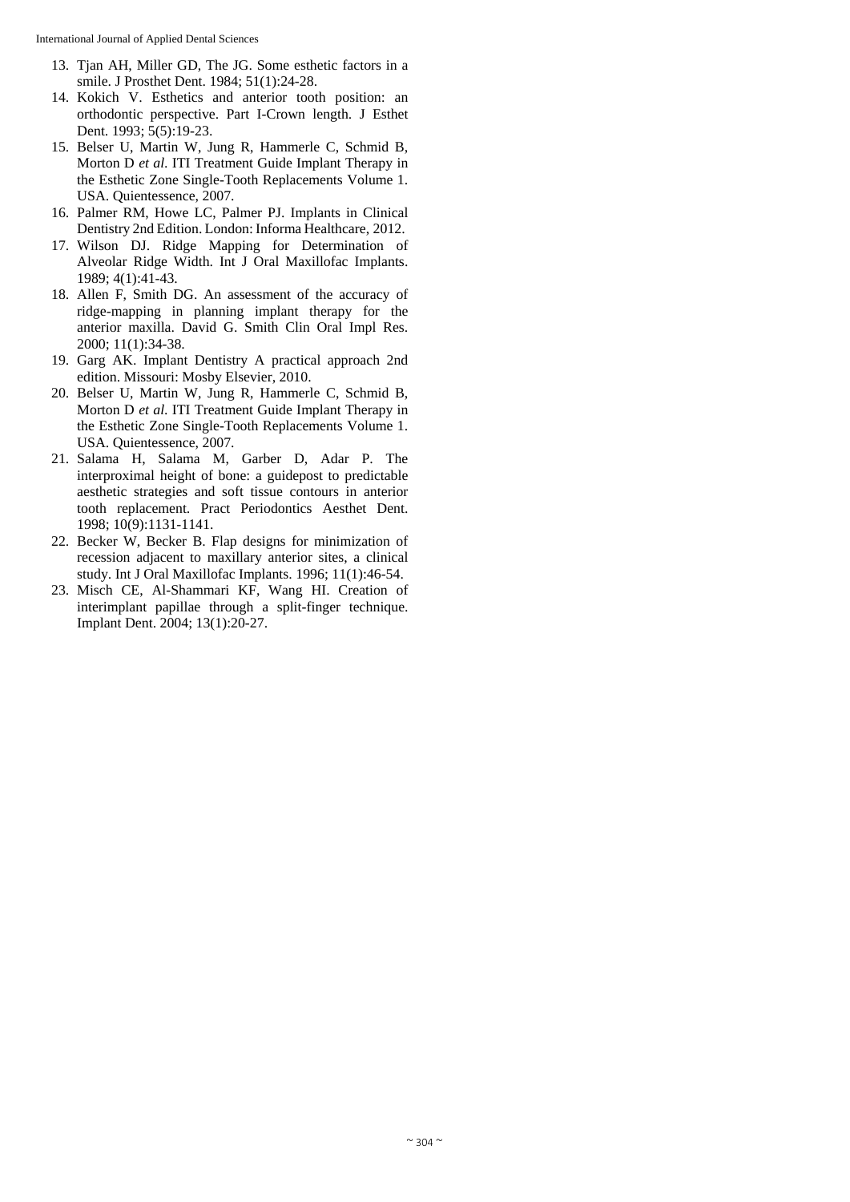13. Tjan AH, Miller GD, The JG. Some esthetic factors in a smile. J Prosthet Dent. 1984; 51(1):24-28.
14. Kokich V. Esthetics and anterior tooth position: an orthodontic perspective. Part I-Crown length. J Esthet Dent. 1993; 5(5):19-23.
15. Belser U, Martin W, Jung R, Hammerle C, Schmid B, Morton D *et al*. ITI Treatment Guide Implant Therapy in the Esthetic Zone Single-Tooth Replacements Volume 1. USA. Quientessence, 2007.
16. Palmer RM, Howe LC, Palmer PJ. Implants in Clinical Dentistry 2nd Edition. London: Informa Healthcare, 2012.
17. Wilson DJ. Ridge Mapping for Determination of Alveolar Ridge Width. Int J Oral Maxillofac Implants. 1989; 4(1):41-43.
18. Allen F, Smith DG. An assessment of the accuracy of ridge-mapping in planning implant therapy for the anterior maxilla. David G. Smith Clin Oral Impl Res. 2000; 11(1):34-38.
19. Garg AK. Implant Dentistry A practical approach 2nd edition. Missouri: Mosby Elsevier, 2010.
20. Belser U, Martin W, Jung R, Hammerle C, Schmid B, Morton D *et al*. ITI Treatment Guide Implant Therapy in the Esthetic Zone Single-Tooth Replacements Volume 1. USA. Quientessence, 2007.
21. Salama H, Salama M, Garber D, Adar P. The interproximal height of bone: a guidepost to predictable aesthetic strategies and soft tissue contours in anterior tooth replacement. Pract Periodontics Aesthet Dent. 1998; 10(9):1131-1141.
22. Becker W, Becker B. Flap designs for minimization of recession adjacent to maxillary anterior sites, a clinical study. Int J Oral Maxillofac Implants. 1996; 11(1):46-54.
23. Misch CE, Al-Shammari KF, Wang HI. Creation of interimplant papillae through a split-finger technique. Implant Dent. 2004; 13(1):20-27.